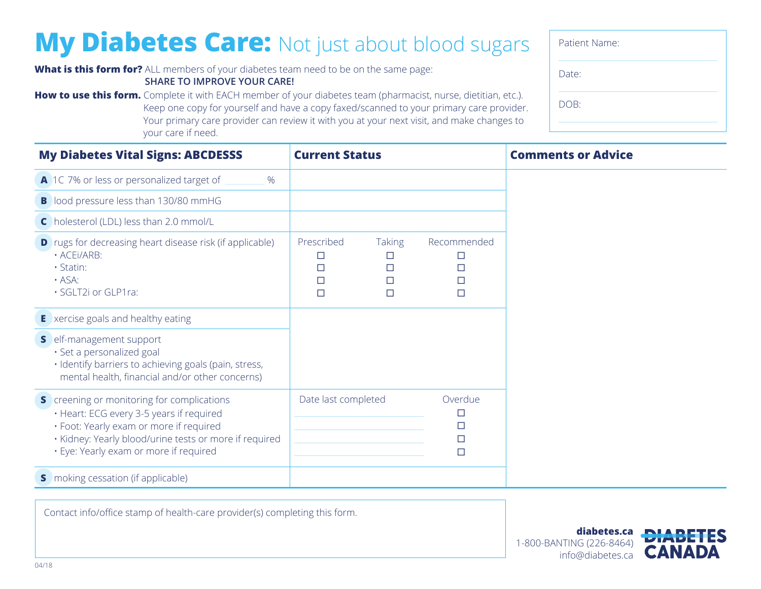# **My Diabetes Care:** Not just about blood sugars

| Patient Name: |
| --- |
| Date: |
| DOB: |

**What is this form for?** ALL members of your diabetes team need to be on the same page:
**SHARE TO IMPROVE YOUR CARE!**

**How to use this form.** Complete it with EACH member of your diabetes team (pharmacist, nurse, dietitian, etc.). Keep one copy for yourself and have a copy faxed/scanned to your primary care provider. Your primary care provider can review it with you at your next visit, and make changes to your care if need.

| My Diabetes Vital Signs: ABCDESSS | Current Status | | | Comments or Advice |
| --- | --- | --- | --- | --- |
| **A** 1C 7% or less or personalized target of ________ % | | | | |
| **B** lood pressure less than 130/80 mmHG | | | | |
| **C** holesterol (LDL) less than 2.0 mmol/L | | | | |
| **D** rugs for decreasing heart disease risk (if applicable) | Prescribed | Taking | Recommended | |
| • ACEi/ARB: | ☐ | ☐ | ☐ | |
| • Statin: | ☐ | ☐ | ☐ | |
| • ASA: | ☐ | ☐ | ☐ | |
| • SGLT2i or GLP1ra: | ☐ | ☐ | ☐ | |
| **E** xercise goals and healthy eating | | | | |
| **S** elf-management support<br>• Set a personalized goal<br>• Identify barriers to achieving goals (pain, stress, mental health, financial and/or other concerns) | | | | |
| **S** creening or monitoring for complications | Date last completed | | Overdue | |
| • Heart: ECG every 3-5 years if required | ________ | | ☐ | |
| • Foot: Yearly exam or more if required | ________ | | ☐ | |
| • Kidney: Yearly blood/urine tests or more if required | ________ | | ☐ | |
| • Eye: Yearly exam or more if required | ________ | | ☐ | |
| **S** moking cessation (if applicable) | | | | |

Contact info/office stamp of health-care provider(s) completing this form.

**diabetes.ca**
1-800-BANTING (226-8464)
info@diabetes.ca

**DIABETES CANADA**

04/18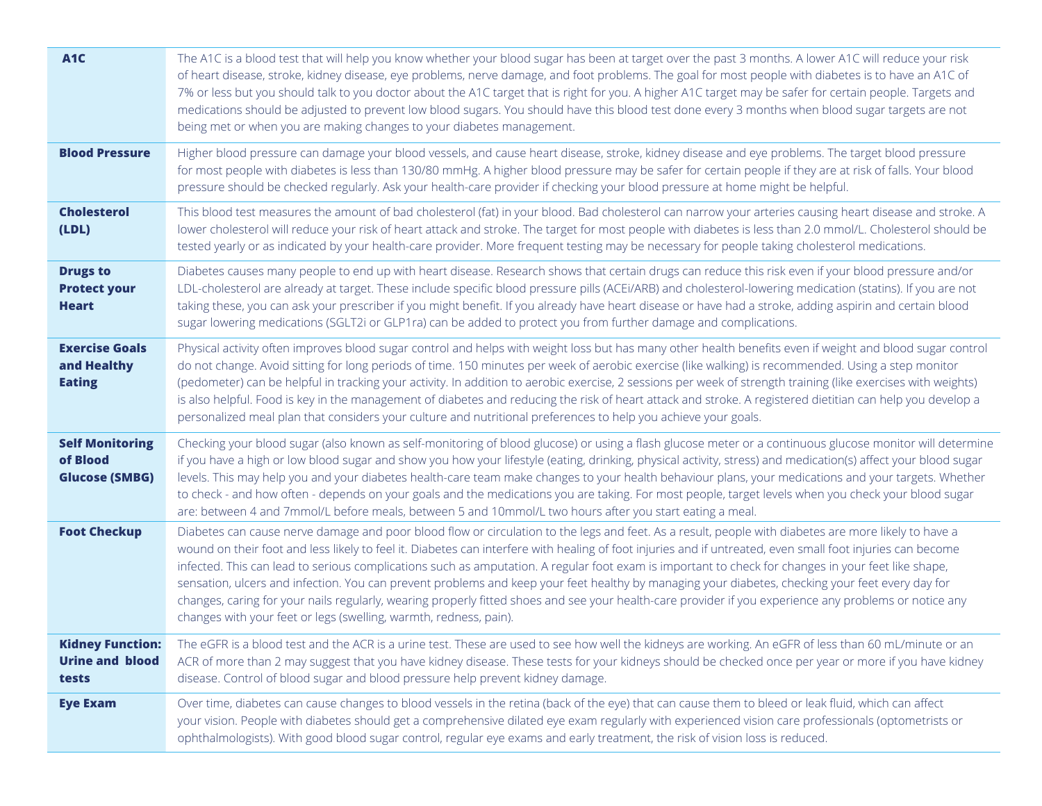| | |
|---|---|
| **A1C** | The A1C is a blood test that will help you know whether your blood sugar has been at target over the past 3 months. A lower A1C will reduce your risk of heart disease, stroke, kidney disease, eye problems, nerve damage, and foot problems. The goal for most people with diabetes is to have an A1C of 7% or less but you should talk to you doctor about the A1C target that is right for you. A higher A1C target may be safer for certain people. Targets and medications should be adjusted to prevent low blood sugars. You should have this blood test done every 3 months when blood sugar targets are not being met or when you are making changes to your diabetes management. |
| **Blood Pressure** | Higher blood pressure can damage your blood vessels, and cause heart disease, stroke, kidney disease and eye problems. The target blood pressure for most people with diabetes is less than 130/80 mmHg. A higher blood pressure may be safer for certain people if they are at risk of falls. Your blood pressure should be checked regularly. Ask your health-care provider if checking your blood pressure at home might be helpful. |
| **Cholesterol (LDL)** | This blood test measures the amount of bad cholesterol (fat) in your blood. Bad cholesterol can narrow your arteries causing heart disease and stroke. A lower cholesterol will reduce your risk of heart attack and stroke. The target for most people with diabetes is less than 2.0 mmol/L. Cholesterol should be tested yearly or as indicated by your health-care provider. More frequent testing may be necessary for people taking cholesterol medications. |
| **Drugs to Protect your Heart** | Diabetes causes many people to end up with heart disease. Research shows that certain drugs can reduce this risk even if your blood pressure and/or LDL-cholesterol are already at target. These include specific blood pressure pills (ACEi/ARB) and cholesterol-lowering medication (statins). If you are not taking these, you can ask your prescriber if you might benefit. If you already have heart disease or have had a stroke, adding aspirin and certain blood sugar lowering medications (SGLT2i or GLP1ra) can be added to protect you from further damage and complications. |
| **Exercise Goals and Healthy Eating** | Physical activity often improves blood sugar control and helps with weight loss but has many other health benefits even if weight and blood sugar control do not change. Avoid sitting for long periods of time. 150 minutes per week of aerobic exercise (like walking) is recommended. Using a step monitor (pedometer) can be helpful in tracking your activity. In addition to aerobic exercise, 2 sessions per week of strength training (like exercises with weights) is also helpful. Food is key in the management of diabetes and reducing the risk of heart attack and stroke. A registered dietitian can help you develop a personalized meal plan that considers your culture and nutritional preferences to help you achieve your goals. |
| **Self Monitoring of Blood Glucose (SMBG)** | Checking your blood sugar (also known as self-monitoring of blood glucose) or using a flash glucose meter or a continuous glucose monitor will determine if you have a high or low blood sugar and show you how your lifestyle (eating, drinking, physical activity, stress) and medication(s) affect your blood sugar levels. This may help you and your diabetes health-care team make changes to your health behaviour plans, your medications and your targets. Whether to check - and how often - depends on your goals and the medications you are taking. For most people, target levels when you check your blood sugar are: between 4 and 7mmol/L before meals, between 5 and 10mmol/L two hours after you start eating a meal. |
| **Foot Checkup** | Diabetes can cause nerve damage and poor blood flow or circulation to the legs and feet. As a result, people with diabetes are more likely to have a wound on their foot and less likely to feel it. Diabetes can interfere with healing of foot injuries and if untreated, even small foot injuries can become infected. This can lead to serious complications such as amputation. A regular foot exam is important to check for changes in your feet like shape, sensation, ulcers and infection. You can prevent problems and keep your feet healthy by managing your diabetes, checking your feet every day for changes, caring for your nails regularly, wearing properly fitted shoes and see your health-care provider if you experience any problems or notice any changes with your feet or legs (swelling, warmth, redness, pain). |
| **Kidney Function: Urine and blood tests** | The eGFR is a blood test and the ACR is a urine test. These are used to see how well the kidneys are working. An eGFR of less than 60 mL/minute or an ACR of more than 2 may suggest that you have kidney disease. These tests for your kidneys should be checked once per year or more if you have kidney disease. Control of blood sugar and blood pressure help prevent kidney damage. |
| **Eye Exam** | Over time, diabetes can cause changes to blood vessels in the retina (back of the eye) that can cause them to bleed or leak fluid, which can affect your vision. People with diabetes should get a comprehensive dilated eye exam regularly with experienced vision care professionals (optometrists or ophthalmologists). With good blood sugar control, regular eye exams and early treatment, the risk of vision loss is reduced. |